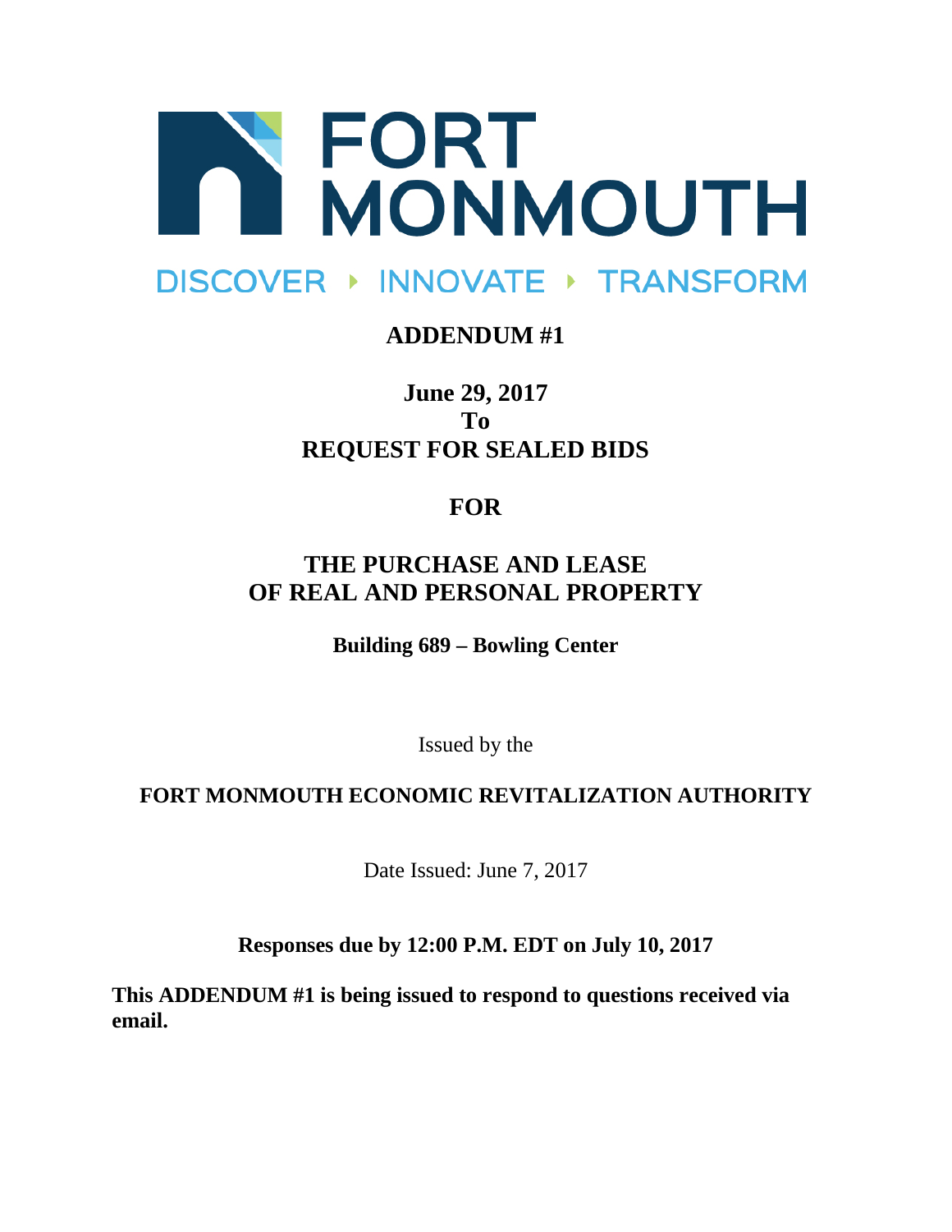# FORT MONMOUTH

DISCOVER ‣ INNOVATE ‣ TRANSFORM

## ADDENDUM #1

**June 29, 2017**
**To**
**REQUEST FOR SEALED BIDS**

**FOR**

## THE PURCHASE AND LEASE OF REAL AND PERSONAL PROPERTY

**Building 689 – Bowling Center**

Issued by the

**FORT MONMOUTH ECONOMIC REVITALIZATION AUTHORITY**

Date Issued: June 7, 2017

**Responses due by 12:00 P.M. EDT on July 10, 2017**

**This ADDENDUM #1 is being issued to respond to questions received via email.**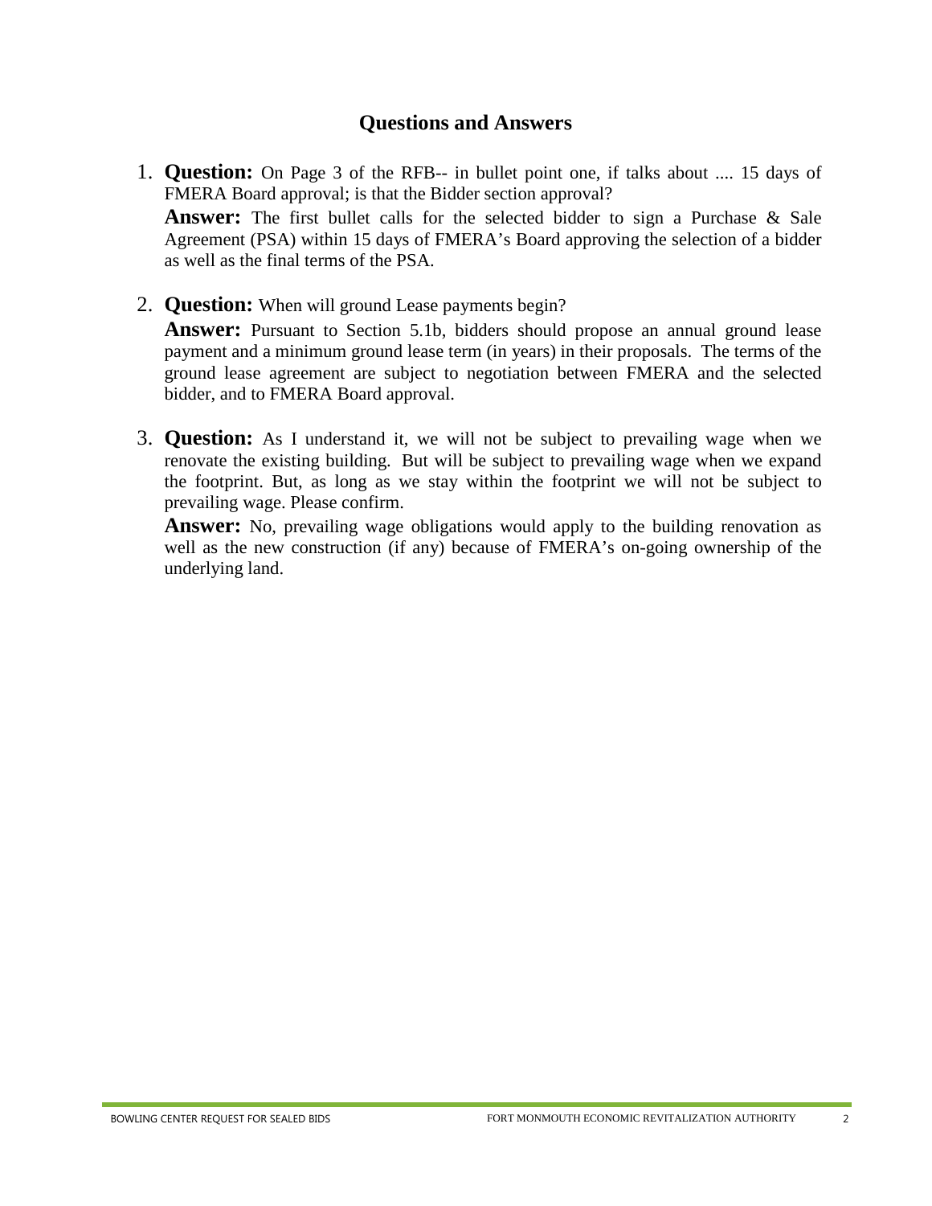## Questions and Answers

1. **Question:** On Page 3 of the RFB-- in bullet point one, if talks about .... 15 days of FMERA Board approval; is that the Bidder section approval?

   **Answer:** The first bullet calls for the selected bidder to sign a Purchase & Sale Agreement (PSA) within 15 days of FMERA's Board approving the selection of a bidder as well as the final terms of the PSA.

2. **Question:** When will ground Lease payments begin?

   **Answer:** Pursuant to Section 5.1b, bidders should propose an annual ground lease payment and a minimum ground lease term (in years) in their proposals. The terms of the ground lease agreement are subject to negotiation between FMERA and the selected bidder, and to FMERA Board approval.

3. **Question:** As I understand it, we will not be subject to prevailing wage when we renovate the existing building. But will be subject to prevailing wage when we expand the footprint. But, as long as we stay within the footprint we will not be subject to prevailing wage. Please confirm.

   **Answer:** No, prevailing wage obligations would apply to the building renovation as well as the new construction (if any) because of FMERA's on-going ownership of the underlying land.